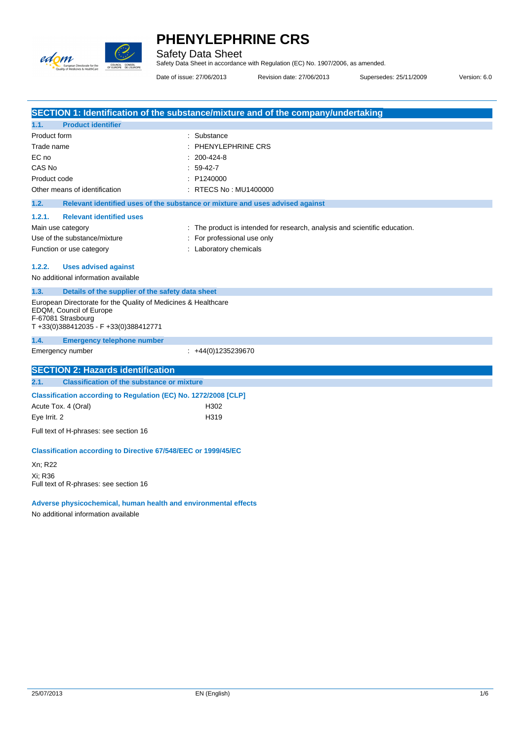# PHENYLEPHRINE CRS

Safety Data Sheet

Safety Data Sheet in accordance with Regulation (EC) No. 1907/2006, as amended.

Date of issue: 27/06/2013 Revision date: 27/06/2013 Supersedes: 25/11/2009 Version: 6.0

## SECTION 1: Identification of the substance/mixture and of the company/undertaking

### 1.1. Product identifier

| | |
|---|---|
| Product form | : Substance |
| Trade name | : PHENYLEPHRINE CRS |
| EC no | : 200-424-8 |
| CAS No | : 59-42-7 |
| Product code | : P1240000 |
| Other means of identification | : RTECS No : MU1400000 |

### 1.2. Relevant identified uses of the substance or mixture and uses advised against

#### 1.2.1. Relevant identified uses

| | |
|---|---|
| Main use category | : The product is intended for research, analysis and scientific education. |
| Use of the substance/mixture | : For professional use only |
| Function or use category | : Laboratory chemicals |

#### 1.2.2. Uses advised against

No additional information available

### 1.3. Details of the supplier of the safety data sheet

European Directorate for the Quality of Medicines & Healthcare
EDQM, Council of Europe
F-67081 Strasbourg
T +33(0)388412035 - F +33(0)388412771

### 1.4. Emergency telephone number

| | |
|---|---|
| Emergency number | : +44(0)1235239670 |

## SECTION 2: Hazards identification

### 2.1. Classification of the substance or mixture

**Classification according to Regulation (EC) No. 1272/2008 [CLP]**

| | |
|---|---|
| Acute Tox. 4 (Oral) | H302 |
| Eye Irrit. 2 | H319 |

Full text of H-phrases: see section 16

**Classification according to Directive 67/548/EEC or 1999/45/EC**

Xn; R22

Xi; R36

Full text of R-phrases: see section 16

**Adverse physicochemical, human health and environmental effects**

No additional information available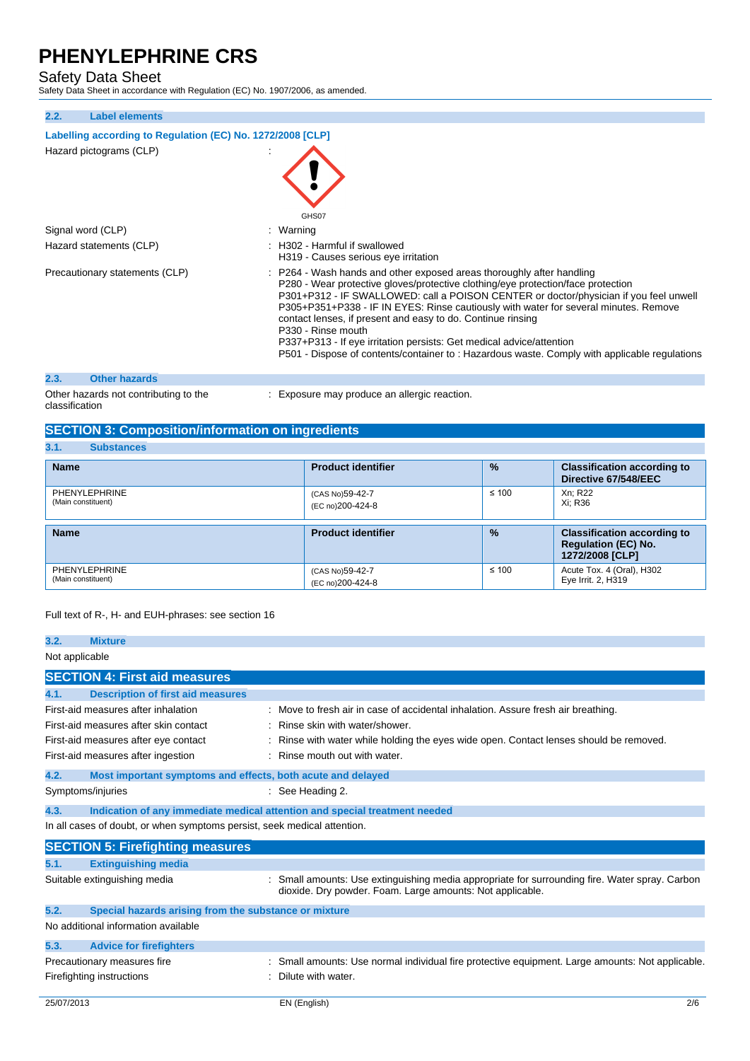### 2.2. Label elements

**Labelling according to Regulation (EC) No. 1272/2008 [CLP]**

Hazard pictograms (CLP) :

GHS07

Signal word (CLP) : Warning

Hazard statements (CLP) : H302 - Harmful if swallowed
H319 - Causes serious eye irritation

Precautionary statements (CLP) : P264 - Wash hands and other exposed areas thoroughly after handling
P280 - Wear protective gloves/protective clothing/eye protection/face protection
P301+P312 - IF SWALLOWED: call a POISON CENTER or doctor/physician if you feel unwell
P305+P351+P338 - IF IN EYES: Rinse cautiously with water for several minutes. Remove contact lenses, if present and easy to do. Continue rinsing
P330 - Rinse mouth
P337+P313 - If eye irritation persists: Get medical advice/attention
P501 - Dispose of contents/container to : Hazardous waste. Comply with applicable regulations

### 2.3. Other hazards

Other hazards not contributing to the classification : Exposure may produce an allergic reaction.

## SECTION 3: Composition/information on ingredients

### 3.1. Substances

| Name | Product identifier | % | Classification according to Directive 67/548/EEC |
|---|---|---|---|
| PHENYLEPHRINE (Main constituent) | (CAS No)59-42-7 (EC no)200-424-8 | ≤ 100 | Xn; R22 Xi; R36 |

| Name | Product identifier | % | Classification according to Regulation (EC) No. 1272/2008 [CLP] |
|---|---|---|---|
| PHENYLEPHRINE (Main constituent) | (CAS No)59-42-7 (EC no)200-424-8 | ≤ 100 | Acute Tox. 4 (Oral), H302 Eye Irrit. 2, H319 |

Full text of R-, H- and EUH-phrases: see section 16

### 3.2. Mixture

Not applicable

## SECTION 4: First aid measures

### 4.1. Description of first aid measures

First-aid measures after inhalation : Move to fresh air in case of accidental inhalation. Assure fresh air breathing.

First-aid measures after skin contact : Rinse skin with water/shower.

First-aid measures after eye contact : Rinse with water while holding the eyes wide open. Contact lenses should be removed.

First-aid measures after ingestion : Rinse mouth out with water.

### 4.2. Most important symptoms and effects, both acute and delayed

Symptoms/injuries : See Heading 2.

### 4.3. Indication of any immediate medical attention and special treatment needed

In all cases of doubt, or when symptoms persist, seek medical attention.

## SECTION 5: Firefighting measures

### 5.1. Extinguishing media

Suitable extinguishing media : Small amounts: Use extinguishing media appropriate for surrounding fire. Water spray. Carbon dioxide. Dry powder. Foam. Large amounts: Not applicable.

### 5.2. Special hazards arising from the substance or mixture

No additional information available

### 5.3. Advice for firefighters

Precautionary measures fire : Small amounts: Use normal individual fire protective equipment. Large amounts: Not applicable.

Firefighting instructions : Dilute with water.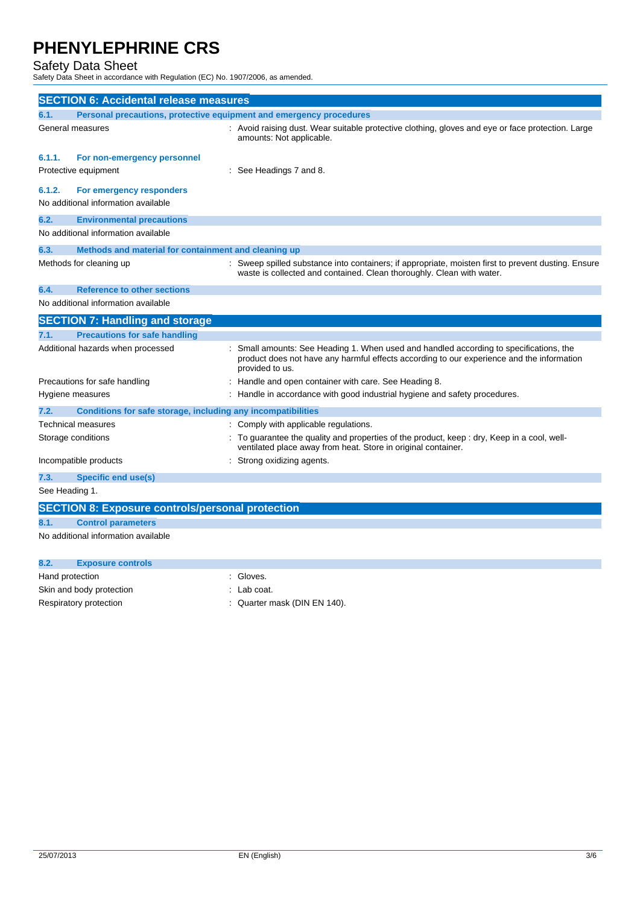## SECTION 6: Accidental release measures

### 6.1. Personal precautions, protective equipment and emergency procedures

| | |
|---|---|
| General measures | : Avoid raising dust. Wear suitable protective clothing, gloves and eye or face protection. Large amounts: Not applicable. |

#### 6.1.1. For non-emergency personnel

| | |
|---|---|
| Protective equipment | : See Headings 7 and 8. |

#### 6.1.2. For emergency responders

No additional information available

### 6.2. Environmental precautions

No additional information available

### 6.3. Methods and material for containment and cleaning up

| | |
|---|---|
| Methods for cleaning up | : Sweep spilled substance into containers; if appropriate, moisten first to prevent dusting. Ensure waste is collected and contained. Clean thoroughly. Clean with water. |

### 6.4. Reference to other sections

No additional information available

## SECTION 7: Handling and storage

### 7.1. Precautions for safe handling

| | |
|---|---|
| Additional hazards when processed | : Small amounts: See Heading 1. When used and handled according to specifications, the product does not have any harmful effects according to our experience and the information provided to us. |
| Precautions for safe handling | : Handle and open container with care. See Heading 8. |
| Hygiene measures | : Handle in accordance with good industrial hygiene and safety procedures. |

### 7.2. Conditions for safe storage, including any incompatibilities

| | |
|---|---|
| Technical measures | : Comply with applicable regulations. |
| Storage conditions | : To guarantee the quality and properties of the product, keep : dry, Keep in a cool, well-ventilated place away from heat. Store in original container. |
| Incompatible products | : Strong oxidizing agents. |

### 7.3. Specific end use(s)

See Heading 1.

## SECTION 8: Exposure controls/personal protection

### 8.1. Control parameters

No additional information available

### 8.2. Exposure controls

| | |
|---|---|
| Hand protection | : Gloves. |
| Skin and body protection | : Lab coat. |
| Respiratory protection | : Quarter mask (DIN EN 140). |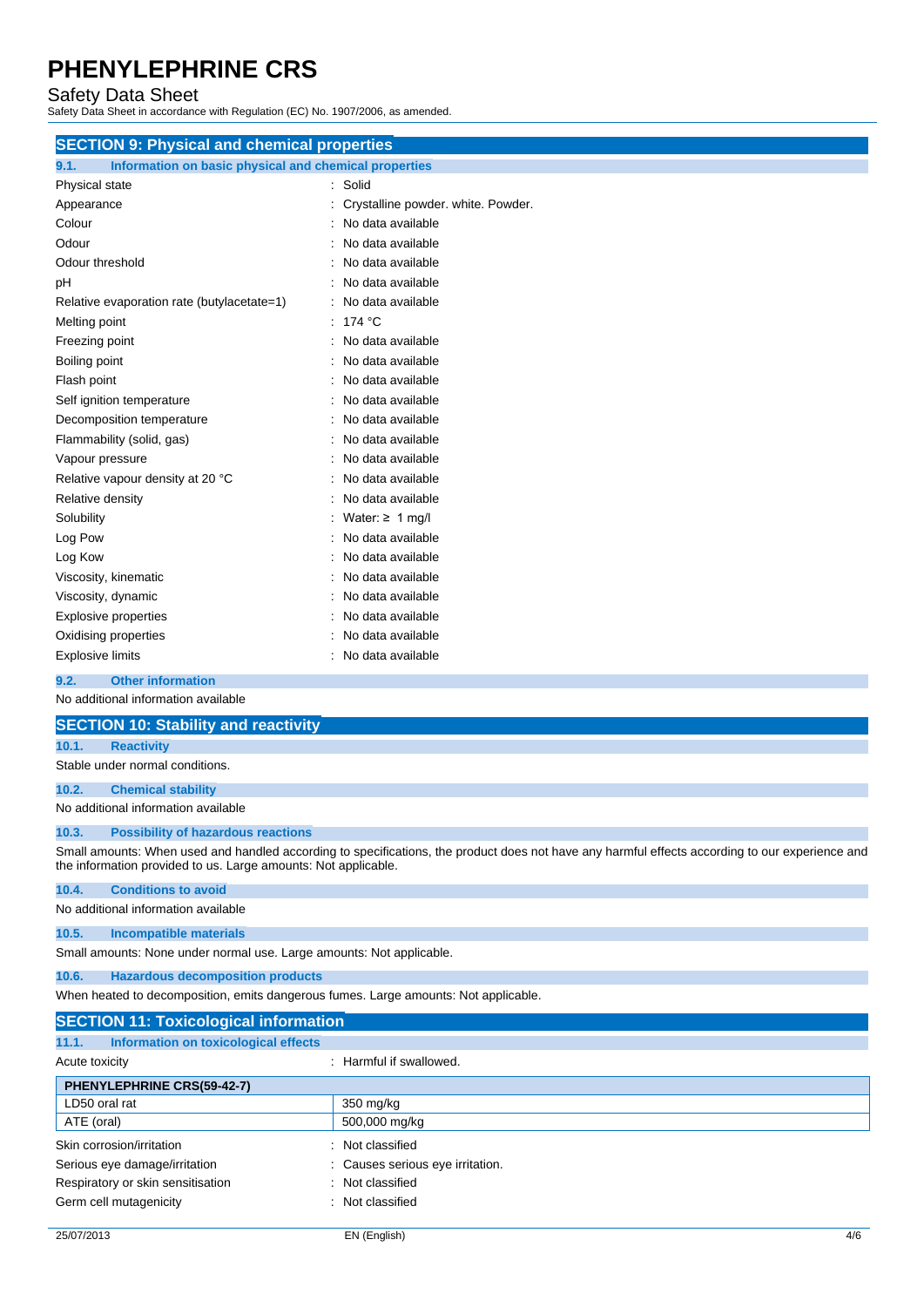## SECTION 9: Physical and chemical properties

### 9.1. Information on basic physical and chemical properties

| | |
|---|---|
| Physical state | : Solid |
| Appearance | : Crystalline powder. white. Powder. |
| Colour | : No data available |
| Odour | : No data available |
| Odour threshold | : No data available |
| pH | : No data available |
| Relative evaporation rate (butylacetate=1) | : No data available |
| Melting point | : 174 °C |
| Freezing point | : No data available |
| Boiling point | : No data available |
| Flash point | : No data available |
| Self ignition temperature | : No data available |
| Decomposition temperature | : No data available |
| Flammability (solid, gas) | : No data available |
| Vapour pressure | : No data available |
| Relative vapour density at 20 °C | : No data available |
| Relative density | : No data available |
| Solubility | : Water: ≥ 1 mg/l |
| Log Pow | : No data available |
| Log Kow | : No data available |
| Viscosity, kinematic | : No data available |
| Viscosity, dynamic | : No data available |
| Explosive properties | : No data available |
| Oxidising properties | : No data available |
| Explosive limits | : No data available |

### 9.2. Other information

No additional information available

## SECTION 10: Stability and reactivity

### 10.1. Reactivity

Stable under normal conditions.

### 10.2. Chemical stability

No additional information available

### 10.3. Possibility of hazardous reactions

Small amounts: When used and handled according to specifications, the product does not have any harmful effects according to our experience and the information provided to us. Large amounts: Not applicable.

### 10.4. Conditions to avoid

No additional information available

### 10.5. Incompatible materials

Small amounts: None under normal use. Large amounts: Not applicable.

### 10.6. Hazardous decomposition products

When heated to decomposition, emits dangerous fumes. Large amounts: Not applicable.

## SECTION 11: Toxicological information

### 11.1. Information on toxicological effects

Acute toxicity : Harmful if swallowed.

| PHENYLEPHRINE CRS(59-42-7) | |
|---|---|
| LD50 oral rat | 350 mg/kg |
| ATE (oral) | 500,000 mg/kg |

| | |
|---|---|
| Skin corrosion/irritation | : Not classified |
| Serious eye damage/irritation | : Causes serious eye irritation. |
| Respiratory or skin sensitisation | : Not classified |
| Germ cell mutagenicity | : Not classified |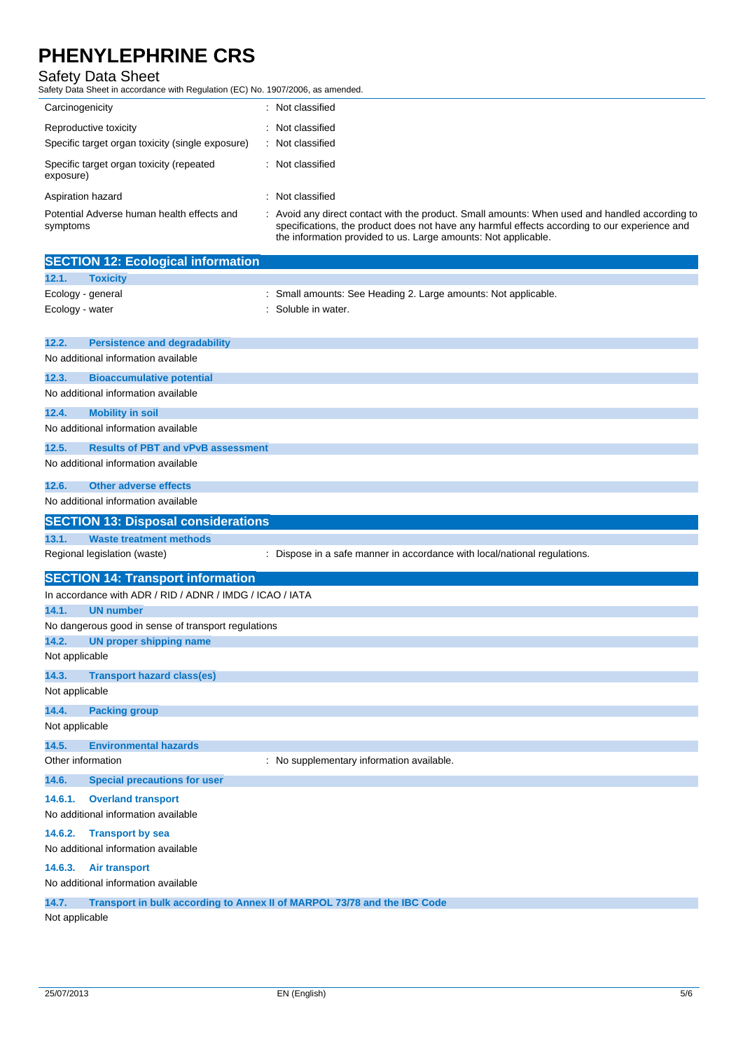| | |
|---|---|
| Carcinogenicity | : Not classified |
| Reproductive toxicity | : Not classified |
| Specific target organ toxicity (single exposure) | : Not classified |
| Specific target organ toxicity (repeated exposure) | : Not classified |
| Aspiration hazard | : Not classified |
| Potential Adverse human health effects and symptoms | : Avoid any direct contact with the product. Small amounts: When used and handled according to specifications, the product does not have any harmful effects according to our experience and the information provided to us. Large amounts: Not applicable. |

## SECTION 12: Ecological information

### 12.1. Toxicity

| | |
|---|---|
| Ecology - general | : Small amounts: See Heading 2. Large amounts: Not applicable. |
| Ecology - water | : Soluble in water. |

### 12.2. Persistence and degradability

No additional information available

### 12.3. Bioaccumulative potential

No additional information available

### 12.4. Mobility in soil

No additional information available

### 12.5. Results of PBT and vPvB assessment

No additional information available

### 12.6. Other adverse effects

No additional information available

## SECTION 13: Disposal considerations

### 13.1. Waste treatment methods

| | |
|---|---|
| Regional legislation (waste) | : Dispose in a safe manner in accordance with local/national regulations. |

## SECTION 14: Transport information

In accordance with ADR / RID / ADNR / IMDG / ICAO / IATA

### 14.1. UN number

No dangerous good in sense of transport regulations

### 14.2. UN proper shipping name

Not applicable

### 14.3. Transport hazard class(es)

Not applicable

### 14.4. Packing group

Not applicable

### 14.5. Environmental hazards

| | |
|---|---|
| Other information | : No supplementary information available. |

### 14.6. Special precautions for user

#### 14.6.1. Overland transport

No additional information available

#### 14.6.2. Transport by sea

No additional information available

#### 14.6.3. Air transport

No additional information available

### 14.7. Transport in bulk according to Annex II of MARPOL 73/78 and the IBC Code

Not applicable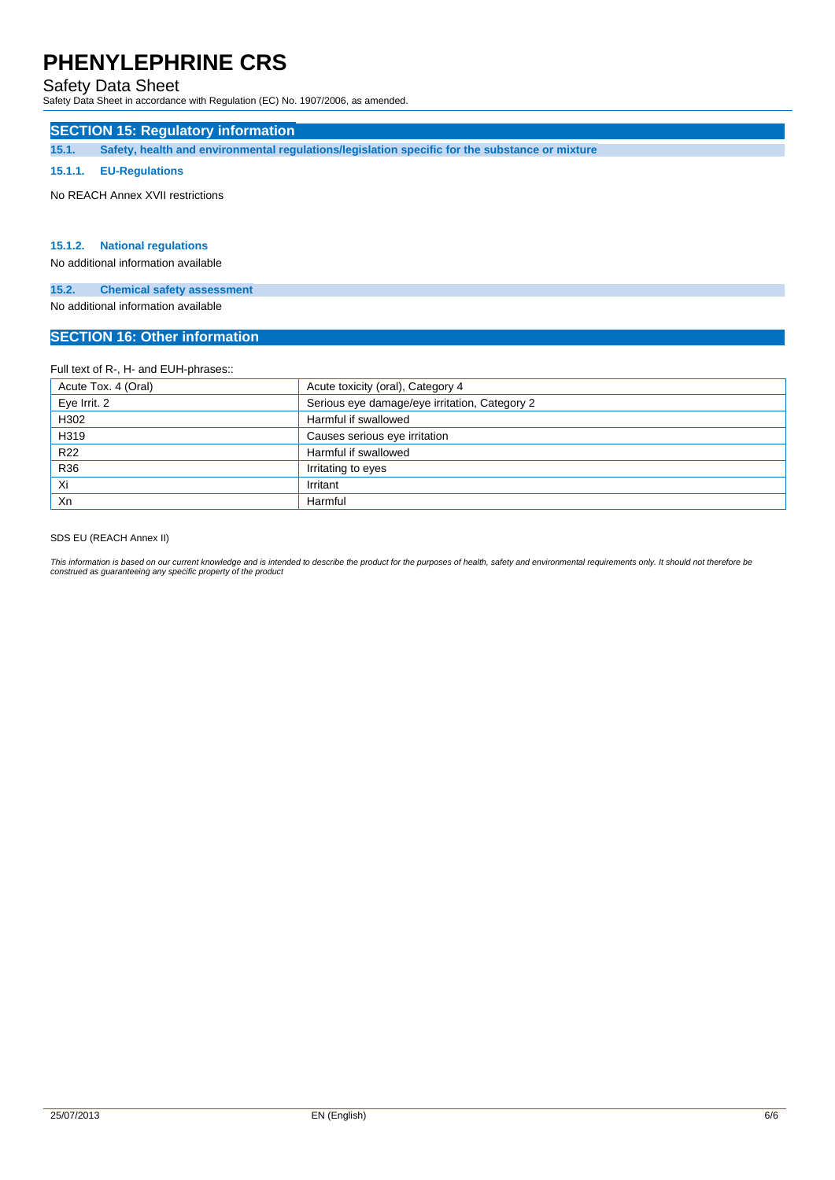## SECTION 15: Regulatory information

### 15.1. Safety, health and environmental regulations/legislation specific for the substance or mixture

#### 15.1.1. EU-Regulations

No REACH Annex XVII restrictions

#### 15.1.2. National regulations

No additional information available

### 15.2. Chemical safety assessment

No additional information available

## SECTION 16: Other information

Full text of R-, H- and EUH-phrases::

| | |
|---|---|
| Acute Tox. 4 (Oral) | Acute toxicity (oral), Category 4 |
| Eye Irrit. 2 | Serious eye damage/eye irritation, Category 2 |
| H302 | Harmful if swallowed |
| H319 | Causes serious eye irritation |
| R22 | Harmful if swallowed |
| R36 | Irritating to eyes |
| Xi | Irritant |
| Xn | Harmful |

SDS EU (REACH Annex II)

*This information is based on our current knowledge and is intended to describe the product for the purposes of health, safety and environmental requirements only. It should not therefore be construed as guaranteeing any specific property of the product*